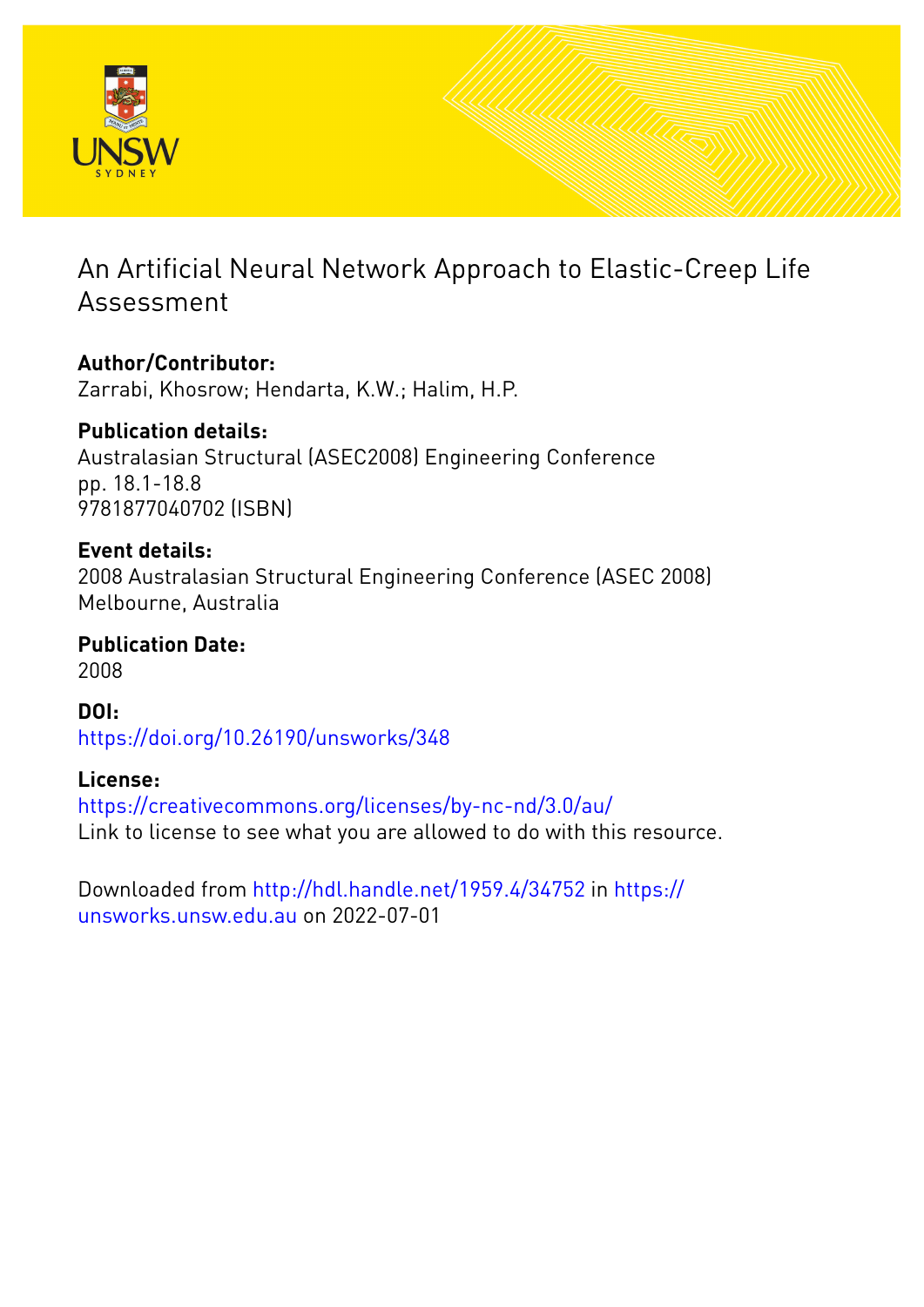# An Artificial Neural Network Approach to Elastic-Creep Life Assessment

**Author/Contributor:**
Zarrabi, Khosrow; Hendarta, K.W.; Halim, H.P.

**Publication details:**
Australasian Structural (ASEC2008) Engineering Conference
pp. 18.1-18.8
9781877040702 (ISBN)

**Event details:**
2008 Australasian Structural Engineering Conference (ASEC 2008)
Melbourne, Australia

**Publication Date:**
2008

**DOI:**
https://doi.org/10.26190/unsworks/348

**License:**
https://creativecommons.org/licenses/by-nc-nd/3.0/au/
Link to license to see what you are allowed to do with this resource.

Downloaded from http://hdl.handle.net/1959.4/34752 in https://unsworks.unsw.edu.au on 2022-07-01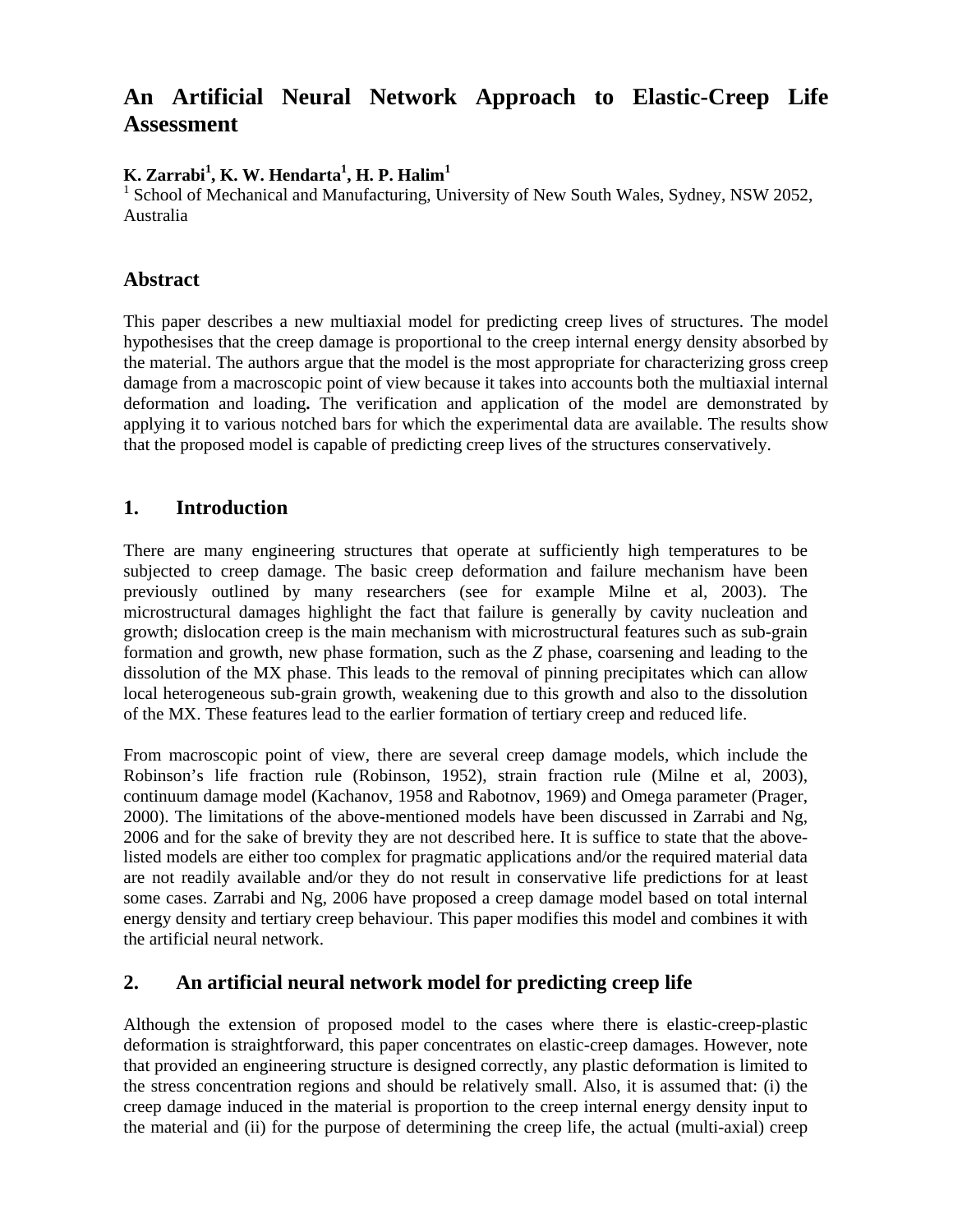# An Artificial Neural Network Approach to Elastic-Creep Life Assessment

**K. Zarrabi[1], K. W. Hendarta[1], H. P. Halim[1]**

[1] School of Mechanical and Manufacturing, University of New South Wales, Sydney, NSW 2052, Australia

## Abstract

This paper describes a new multiaxial model for predicting creep lives of structures. The model hypothesises that the creep damage is proportional to the creep internal energy density absorbed by the material. The authors argue that the model is the most appropriate for characterizing gross creep damage from a macroscopic point of view because it takes into accounts both the multiaxial internal deformation and loading**.** The verification and application of the model are demonstrated by applying it to various notched bars for which the experimental data are available. The results show that the proposed model is capable of predicting creep lives of the structures conservatively.

## 1. Introduction

There are many engineering structures that operate at sufficiently high temperatures to be subjected to creep damage. The basic creep deformation and failure mechanism have been previously outlined by many researchers (see for example Milne et al, 2003). The microstructural damages highlight the fact that failure is generally by cavity nucleation and growth; dislocation creep is the main mechanism with microstructural features such as sub-grain formation and growth, new phase formation, such as the *Z* phase, coarsening and leading to the dissolution of the MX phase. This leads to the removal of pinning precipitates which can allow local heterogeneous sub-grain growth, weakening due to this growth and also to the dissolution of the MX. These features lead to the earlier formation of tertiary creep and reduced life.

From macroscopic point of view, there are several creep damage models, which include the Robinson's life fraction rule (Robinson, 1952), strain fraction rule (Milne et al, 2003), continuum damage model (Kachanov, 1958 and Rabotnov, 1969) and Omega parameter (Prager, 2000). The limitations of the above-mentioned models have been discussed in Zarrabi and Ng, 2006 and for the sake of brevity they are not described here. It is suffice to state that the above-listed models are either too complex for pragmatic applications and/or the required material data are not readily available and/or they do not result in conservative life predictions for at least some cases. Zarrabi and Ng, 2006 have proposed a creep damage model based on total internal energy density and tertiary creep behaviour. This paper modifies this model and combines it with the artificial neural network.

## 2. An artificial neural network model for predicting creep life

Although the extension of proposed model to the cases where there is elastic-creep-plastic deformation is straightforward, this paper concentrates on elastic-creep damages. However, note that provided an engineering structure is designed correctly, any plastic deformation is limited to the stress concentration regions and should be relatively small. Also, it is assumed that: (i) the creep damage induced in the material is proportion to the creep internal energy density input to the material and (ii) for the purpose of determining the creep life, the actual (multi-axial) creep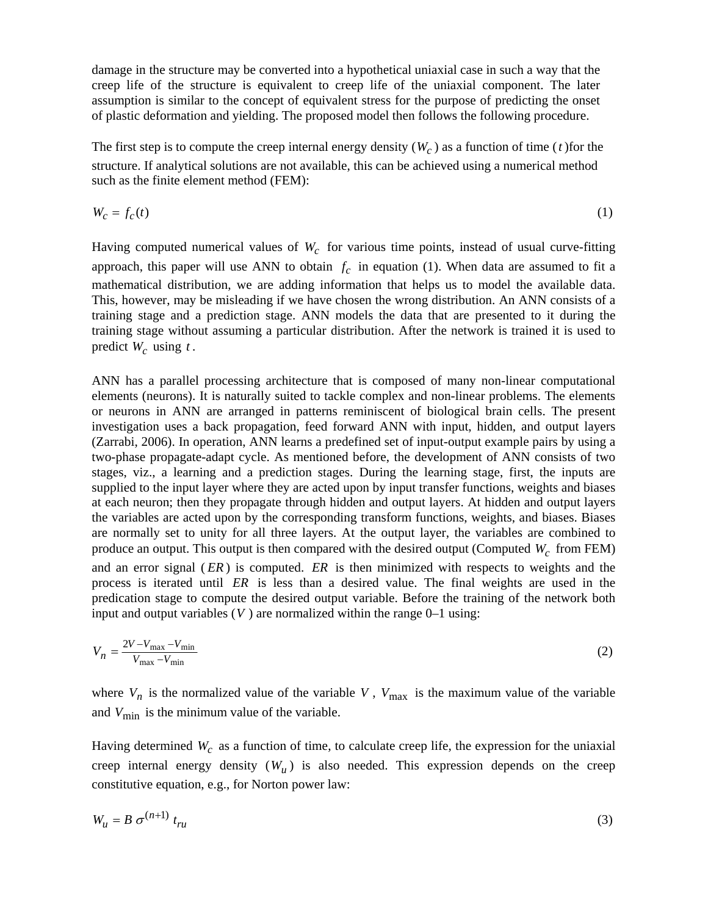damage in the structure may be converted into a hypothetical uniaxial case in such a way that the creep life of the structure is equivalent to creep life of the uniaxial component. The later assumption is similar to the concept of equivalent stress for the purpose of predicting the onset of plastic deformation and yielding. The proposed model then follows the following procedure.

The first step is to compute the creep internal energy density ($W_c$) as a function of time ($t$)for the structure. If analytical solutions are not available, this can be achieved using a numerical method such as the finite element method (FEM):

$$W_c = f_c(t) \tag{1}$$

Having computed numerical values of $W_c$ for various time points, instead of usual curve-fitting approach, this paper will use ANN to obtain $f_c$ in equation (1). When data are assumed to fit a mathematical distribution, we are adding information that helps us to model the available data. This, however, may be misleading if we have chosen the wrong distribution. An ANN consists of a training stage and a prediction stage. ANN models the data that are presented to it during the training stage without assuming a particular distribution. After the network is trained it is used to predict $W_c$ using $t$.

ANN has a parallel processing architecture that is composed of many non-linear computational elements (neurons). It is naturally suited to tackle complex and non-linear problems. The elements or neurons in ANN are arranged in patterns reminiscent of biological brain cells. The present investigation uses a back propagation, feed forward ANN with input, hidden, and output layers (Zarrabi, 2006). In operation, ANN learns a predefined set of input-output example pairs by using a two-phase propagate-adapt cycle. As mentioned before, the development of ANN consists of two stages, viz., a learning and a prediction stages. During the learning stage, first, the inputs are supplied to the input layer where they are acted upon by input transfer functions, weights and biases at each neuron; then they propagate through hidden and output layers. At hidden and output layers the variables are acted upon by the corresponding transform functions, weights, and biases. Biases are normally set to unity for all three layers. At the output layer, the variables are combined to produce an output. This output is then compared with the desired output (Computed $W_c$ from FEM) and an error signal ($ER$) is computed. $ER$ is then minimized with respects to weights and the process is iterated until $ER$ is less than a desired value. The final weights are used in the predication stage to compute the desired output variable. Before the training of the network both input and output variables ($V$) are normalized within the range 0–1 using:

$$V_n = \frac{2V - V_{\max} - V_{\min}}{V_{\max} - V_{\min}} \tag{2}$$

where $V_n$ is the normalized value of the variable $V$, $V_{\max}$ is the maximum value of the variable and $V_{\min}$ is the minimum value of the variable.

Having determined $W_c$ as a function of time, to calculate creep life, the expression for the uniaxial creep internal energy density ($W_u$) is also needed. This expression depends on the creep constitutive equation, e.g., for Norton power law:

$$W_u = B\,\sigma^{(n+1)}\,t_{ru} \tag{3}$$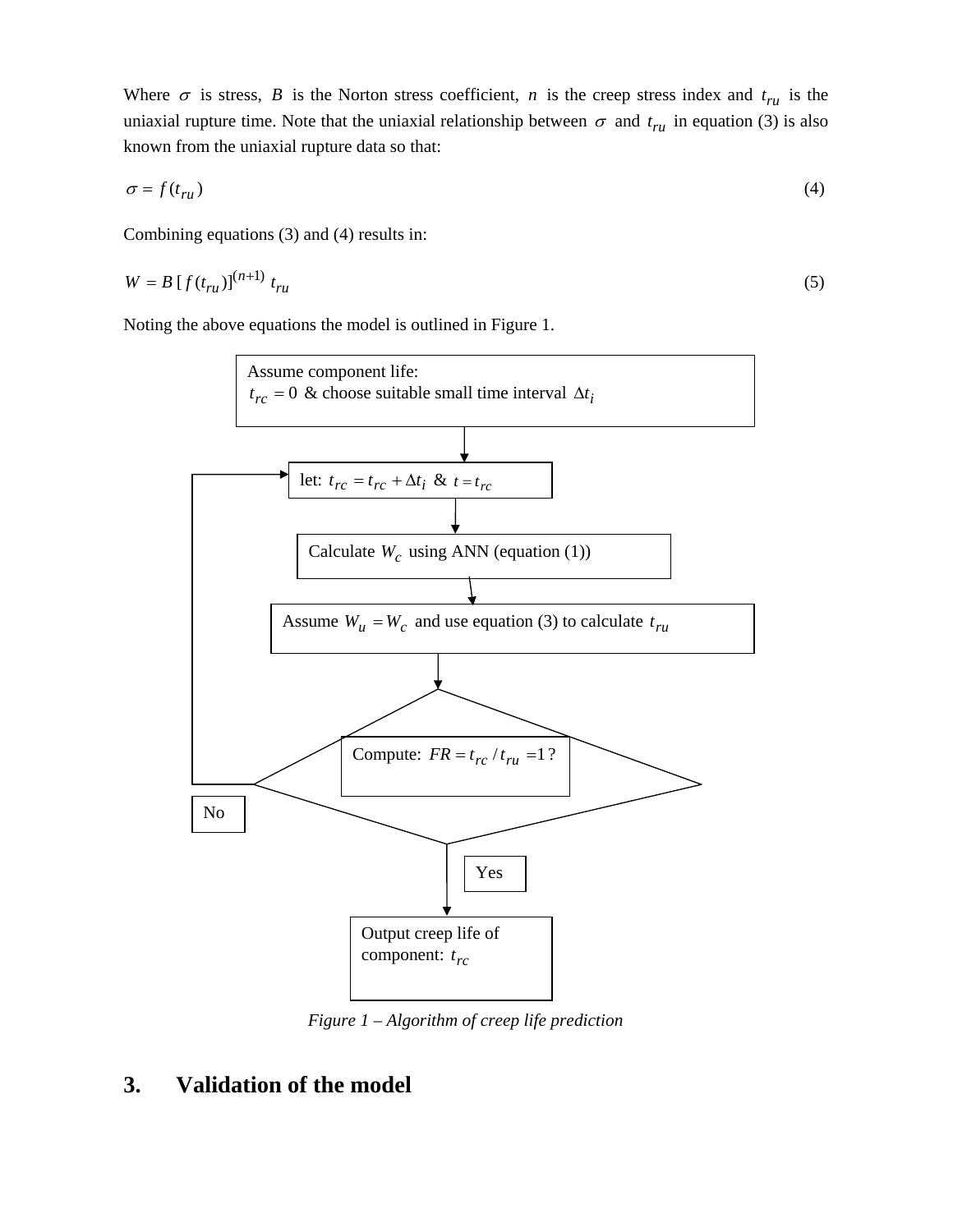Where $\sigma$ is stress, $B$ is the Norton stress coefficient, $n$ is the creep stress index and $t_{ru}$ is the uniaxial rupture time. Note that the uniaxial relationship between $\sigma$ and $t_{ru}$ in equation (3) is also known from the uniaxial rupture data so that:

$$\sigma = f(t_{ru}) \tag{4}$$

Combining equations (3) and (4) results in:

$$W = B\,[\,f(t_{ru})]^{(n+1)}\;t_{ru} \tag{5}$$

Noting the above equations the model is outlined in Figure 1.

Assume component life: $t_{rc} = 0$ & choose suitable small time interval $\Delta t_i$

let: $t_{rc} = t_{rc} + \Delta t_i$ & $t = t_{rc}$

Calculate $W_c$ using ANN (equation (1))

Assume $W_u = W_c$ and use equation (3) to calculate $t_{ru}$

Compute: $FR = t_{rc} / t_{ru} = 1$ ?

No

Yes

Output creep life of component: $t_{rc}$

*Figure 1 – Algorithm of creep life prediction*

## 3. Validation of the model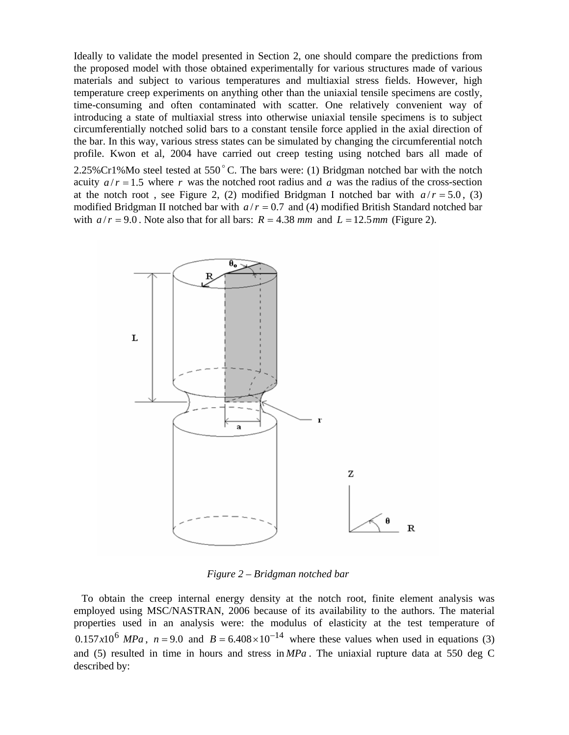Ideally to validate the model presented in Section 2, one should compare the predictions from the proposed model with those obtained experimentally for various structures made of various materials and subject to various temperatures and multiaxial stress fields. However, high temperature creep experiments on anything other than the uniaxial tensile specimens are costly, time-consuming and often contaminated with scatter. One relatively convenient way of introducing a state of multiaxial stress into otherwise uniaxial tensile specimens is to subject circumferentially notched solid bars to a constant tensile force applied in the axial direction of the bar. In this way, various stress states can be simulated by changing the circumferential notch profile. Kwon et al, 2004 have carried out creep testing using notched bars all made of 2.25%Cr1%Mo steel tested at 550 $^{\circ}$C. The bars were: (1) Bridgman notched bar with the notch acuity $a/r = 1.5$ where $r$ was the notched root radius and $a$ was the radius of the cross-section at the notch root , see Figure 2, (2) modified Bridgman I notched bar with $a/r = 5.0$, (3) modified Bridgman II notched bar with $a/r = 0.7$ and (4) modified British Standard notched bar with $a/r = 9.0$. Note also that for all bars: $R = 4.38\ mm$ and $L = 12.5\,mm$ (Figure 2).

*Figure 2 – Bridgman notched bar*

To obtain the creep internal energy density at the notch root, finite element analysis was employed using MSC/NASTRAN, 2006 because of its availability to the authors. The material properties used in an analysis were: the modulus of elasticity at the test temperature of $0.157x10^{6}\ MPa$, $n = 9.0$ and $B = 6.408 \times 10^{-14}$ where these values when used in equations (3) and (5) resulted in time in hours and stress in $MPa$. The uniaxial rupture data at 550 deg C described by: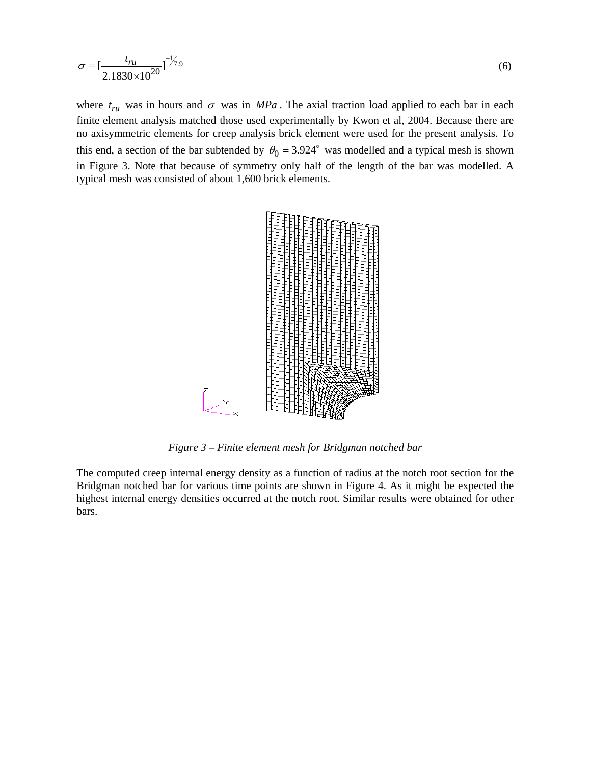$$\sigma = [\frac{t_{ru}}{2.1830 \times 10^{20}}]^{-1/7.9} \tag{6}$$

where $t_{ru}$ was in hours and $\sigma$ was in $MPa$. The axial traction load applied to each bar in each finite element analysis matched those used experimentally by Kwon et al, 2004. Because there are no axisymmetric elements for creep analysis brick element were used for the present analysis. To this end, a section of the bar subtended by $\theta_0 = 3.924^{\circ}$ was modelled and a typical mesh is shown in Figure 3. Note that because of symmetry only half of the length of the bar was modelled. A typical mesh was consisted of about 1,600 brick elements.

*Figure 3 – Finite element mesh for Bridgman notched bar*

The computed creep internal energy density as a function of radius at the notch root section for the Bridgman notched bar for various time points are shown in Figure 4. As it might be expected the highest internal energy densities occurred at the notch root. Similar results were obtained for other bars.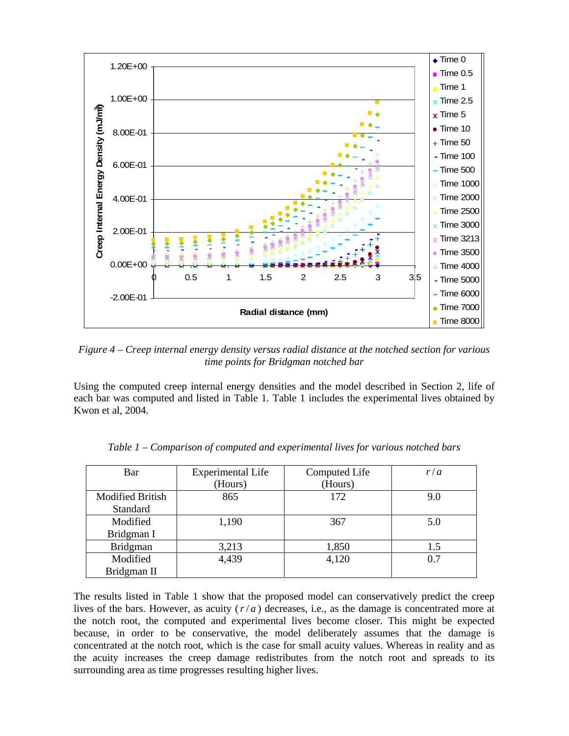*Figure 4 – Creep internal energy density versus radial distance at the notched section for various time points for Bridgman notched bar*

Using the computed creep internal energy densities and the model described in Section 2, life of each bar was computed and listed in Table 1. Table 1 includes the experimental lives obtained by Kwon et al, 2004.

*Table 1 – Comparison of computed and experimental lives for various notched bars*

| Bar | Experimental Life (Hours) | Computed Life (Hours) | $r/a$ |
|---|---|---|---|
| Modified British Standard | 865 | 172 | 9.0 |
| Modified Bridgman I | 1,190 | 367 | 5.0 |
| Bridgman | 3,213 | 1,850 | 1.5 |
| Modified Bridgman II | 4,439 | 4,120 | 0.7 |

The results listed in Table 1 show that the proposed model can conservatively predict the creep lives of the bars. However, as acuity ( $r/a$ ) decreases, i.e., as the damage is concentrated more at the notch root, the computed and experimental lives become closer. This might be expected because, in order to be conservative, the model deliberately assumes that the damage is concentrated at the notch root, which is the case for small acuity values. Whereas in reality and as the acuity increases the creep damage redistributes from the notch root and spreads to its surrounding area as time progresses resulting higher lives.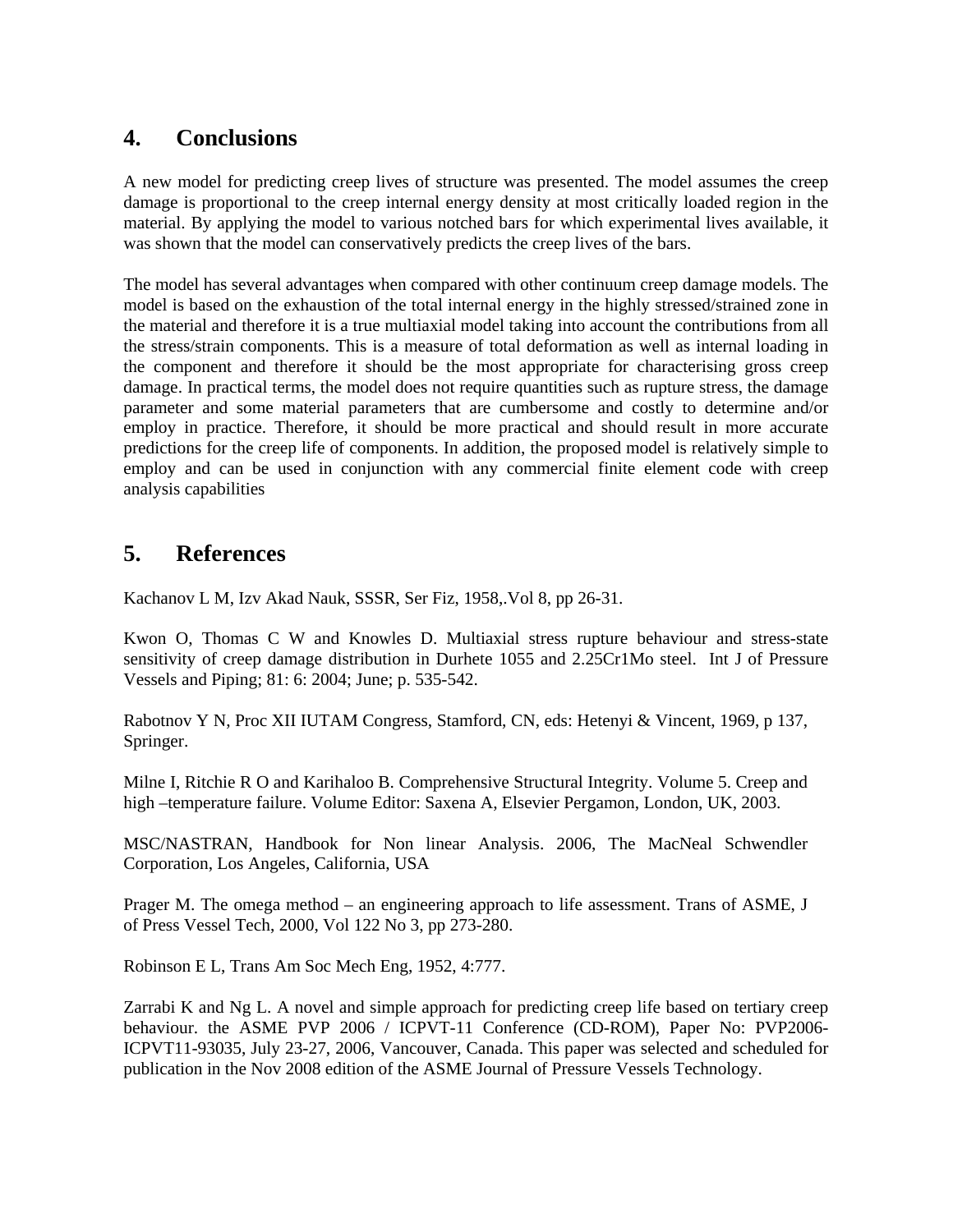## 4. Conclusions

A new model for predicting creep lives of structure was presented. The model assumes the creep damage is proportional to the creep internal energy density at most critically loaded region in the material. By applying the model to various notched bars for which experimental lives available, it was shown that the model can conservatively predicts the creep lives of the bars.

The model has several advantages when compared with other continuum creep damage models. The model is based on the exhaustion of the total internal energy in the highly stressed/strained zone in the material and therefore it is a true multiaxial model taking into account the contributions from all the stress/strain components. This is a measure of total deformation as well as internal loading in the component and therefore it should be the most appropriate for characterising gross creep damage. In practical terms, the model does not require quantities such as rupture stress, the damage parameter and some material parameters that are cumbersome and costly to determine and/or employ in practice. Therefore, it should be more practical and should result in more accurate predictions for the creep life of components. In addition, the proposed model is relatively simple to employ and can be used in conjunction with any commercial finite element code with creep analysis capabilities

## 5. References

Kachanov L M, Izv Akad Nauk, SSSR, Ser Fiz, 1958,.Vol 8, pp 26-31.

Kwon O, Thomas C W and Knowles D. Multiaxial stress rupture behaviour and stress-state sensitivity of creep damage distribution in Durhete 1055 and 2.25Cr1Mo steel. Int J of Pressure Vessels and Piping; 81: 6: 2004; June; p. 535-542.

Rabotnov Y N, Proc XII IUTAM Congress, Stamford, CN, eds: Hetenyi & Vincent, 1969, p 137, Springer.

Milne I, Ritchie R O and Karihaloo B. Comprehensive Structural Integrity. Volume 5. Creep and high –temperature failure. Volume Editor: Saxena A, Elsevier Pergamon, London, UK, 2003.

MSC/NASTRAN, Handbook for Non linear Analysis. 2006, The MacNeal Schwendler Corporation, Los Angeles, California, USA

Prager M. The omega method – an engineering approach to life assessment. Trans of ASME, J of Press Vessel Tech, 2000, Vol 122 No 3, pp 273-280.

Robinson E L, Trans Am Soc Mech Eng, 1952, 4:777.

Zarrabi K and Ng L. A novel and simple approach for predicting creep life based on tertiary creep behaviour. the ASME PVP 2006 / ICPVT-11 Conference (CD-ROM), Paper No: PVP2006-ICPVT11-93035, July 23-27, 2006, Vancouver, Canada. This paper was selected and scheduled for publication in the Nov 2008 edition of the ASME Journal of Pressure Vessels Technology.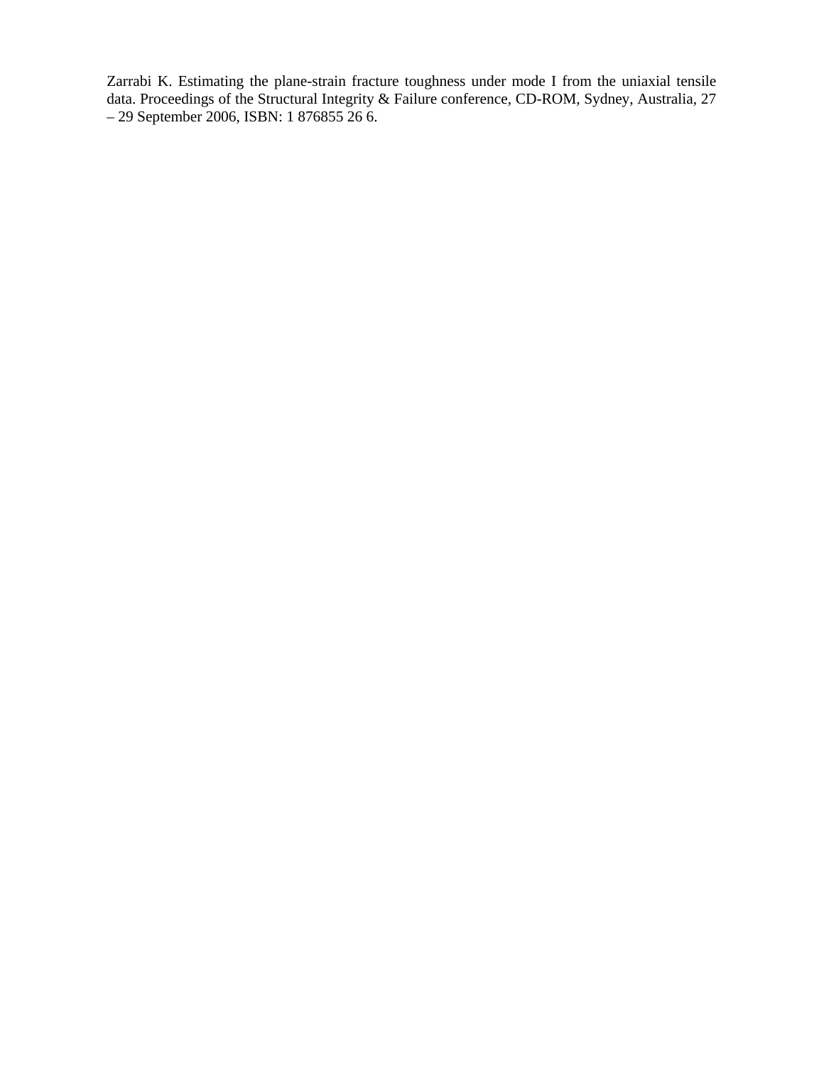Zarrabi K. Estimating the plane-strain fracture toughness under mode I from the uniaxial tensile data. Proceedings of the Structural Integrity & Failure conference, CD-ROM, Sydney, Australia, 27 – 29 September 2006, ISBN: 1 876855 26 6.